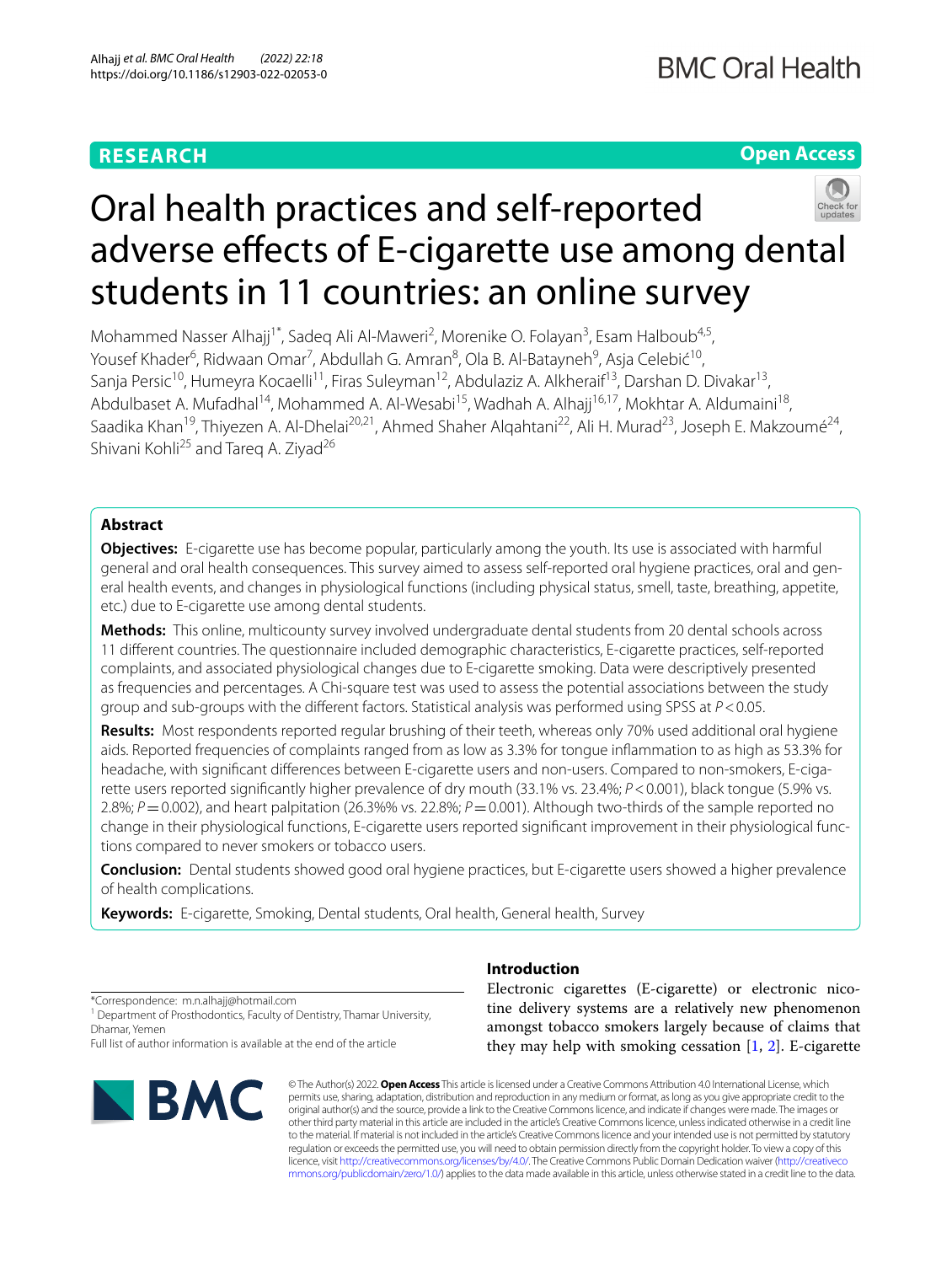RESEARCH

Open Access

# Oral health practices and self-reported adverse effects of E-cigarette use among dental students in 11 countries: an online survey

Mohammed Nasser Alhajj[1*], Sadeq Ali Al-Maweri[2], Morenike O. Folayan[3], Esam Halboub[4,5], Yousef Khader[6], Ridwaan Omar[7], Abdullah G. Amran[8], Ola B. Al-Batayneh[9], Asja Celebić[10], Sanja Persic[10], Humeyra Kocaelli[11], Firas Suleyman[12], Abdulaziz A. Alkheraif[13], Darshan D. Divakar[13], Abdulbaset A. Mufadhal[14], Mohammed A. Al-Wesabi[15], Wadhah A. Alhajj[16,17], Mokhtar A. Aldumaini[18], Saadika Khan[19], Thiyezen A. Al-Dhelai[20,21], Ahmed Shaher Alqahtani[22], Ali H. Murad[23], Joseph E. Makzoumé[24], Shivani Kohli[25] and Tareq A. Ziyad[26]

## Abstract

**Objectives:** E-cigarette use has become popular, particularly among the youth. Its use is associated with harmful general and oral health consequences. This survey aimed to assess self-reported oral hygiene practices, oral and general health events, and changes in physiological functions (including physical status, smell, taste, breathing, appetite, etc.) due to E-cigarette use among dental students.

**Methods:** This online, multicounty survey involved undergraduate dental students from 20 dental schools across 11 different countries. The questionnaire included demographic characteristics, E-cigarette practices, self-reported complaints, and associated physiological changes due to E-cigarette smoking. Data were descriptively presented as frequencies and percentages. A Chi-square test was used to assess the potential associations between the study group and sub-groups with the different factors. Statistical analysis was performed using SPSS at $P<0.05$.

**Results:** Most respondents reported regular brushing of their teeth, whereas only 70% used additional oral hygiene aids. Reported frequencies of complaints ranged from as low as 3.3% for tongue inflammation to as high as 53.3% for headache, with significant differences between E-cigarette users and non-users. Compared to non-smokers, E-cigarette users reported significantly higher prevalence of dry mouth (33.1% vs. 23.4%; $P<0.001$), black tongue (5.9% vs. 2.8%; $P=0.002$), and heart palpitation (26.3%% vs. 22.8%; $P=0.001$). Although two-thirds of the sample reported no change in their physiological functions, E-cigarette users reported significant improvement in their physiological functions compared to never smokers or tobacco users.

**Conclusion:** Dental students showed good oral hygiene practices, but E-cigarette users showed a higher prevalence of health complications.

**Keywords:** E-cigarette, Smoking, Dental students, Oral health, General health, Survey

## Introduction

Electronic cigarettes (E-cigarette) or electronic nicotine delivery systems are a relatively new phenomenon amongst tobacco smokers largely because of claims that they may help with smoking cessation [1, 2]. E-cigarette

*Correspondence: m.n.alhajj@hotmail.com
[1] Department of Prosthodontics, Faculty of Dentistry, Thamar University, Dhamar, Yemen
Full list of author information is available at the end of the article

© The Author(s) 2022. **Open Access** This article is licensed under a Creative Commons Attribution 4.0 International License, which permits use, sharing, adaptation, distribution and reproduction in any medium or format, as long as you give appropriate credit to the original author(s) and the source, provide a link to the Creative Commons licence, and indicate if changes were made. The images or other third party material in this article are included in the article's Creative Commons licence, unless indicated otherwise in a credit line to the material. If material is not included in the article's Creative Commons licence and your intended use is not permitted by statutory regulation or exceeds the permitted use, you will need to obtain permission directly from the copyright holder. To view a copy of this licence, visit http://creativecommons.org/licenses/by/4.0/. The Creative Commons Public Domain Dedication waiver (http://creativecommons.org/publicdomain/zero/1.0/) applies to the data made available in this article, unless otherwise stated in a credit line to the data.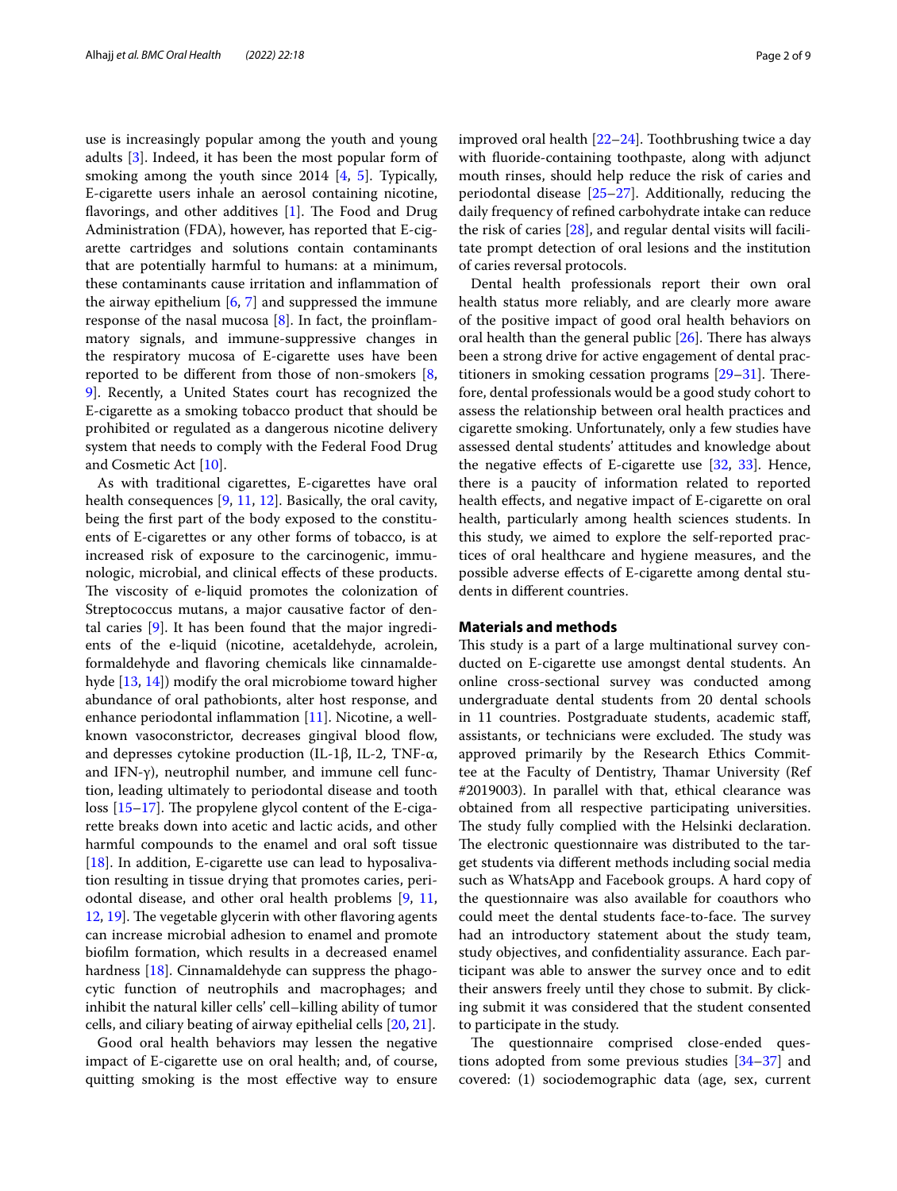use is increasingly popular among the youth and young adults [3]. Indeed, it has been the most popular form of smoking among the youth since 2014 [4, 5]. Typically, E-cigarette users inhale an aerosol containing nicotine, flavorings, and other additives [1]. The Food and Drug Administration (FDA), however, has reported that E-cigarette cartridges and solutions contain contaminants that are potentially harmful to humans: at a minimum, these contaminants cause irritation and inflammation of the airway epithelium [6, 7] and suppressed the immune response of the nasal mucosa [8]. In fact, the proinflammatory signals, and immune-suppressive changes in the respiratory mucosa of E-cigarette uses have been reported to be different from those of non-smokers [8, 9]. Recently, a United States court has recognized the E-cigarette as a smoking tobacco product that should be prohibited or regulated as a dangerous nicotine delivery system that needs to comply with the Federal Food Drug and Cosmetic Act [10].

As with traditional cigarettes, E-cigarettes have oral health consequences [9, 11, 12]. Basically, the oral cavity, being the first part of the body exposed to the constituents of E-cigarettes or any other forms of tobacco, is at increased risk of exposure to the carcinogenic, immunologic, microbial, and clinical effects of these products. The viscosity of e-liquid promotes the colonization of Streptococcus mutans, a major causative factor of dental caries [9]. It has been found that the major ingredients of the e-liquid (nicotine, acetaldehyde, acrolein, formaldehyde and flavoring chemicals like cinnamaldehyde [13, 14]) modify the oral microbiome toward higher abundance of oral pathobionts, alter host response, and enhance periodontal inflammation [11]. Nicotine, a well-known vasoconstrictor, decreases gingival blood flow, and depresses cytokine production (IL-1β, IL-2, TNF-α, and IFN-γ), neutrophil number, and immune cell function, leading ultimately to periodontal disease and tooth loss [15–17]. The propylene glycol content of the E-cigarette breaks down into acetic and lactic acids, and other harmful compounds to the enamel and oral soft tissue [18]. In addition, E-cigarette use can lead to hyposalivation resulting in tissue drying that promotes caries, periodontal disease, and other oral health problems [9, 11, 12, 19]. The vegetable glycerin with other flavoring agents can increase microbial adhesion to enamel and promote biofilm formation, which results in a decreased enamel hardness [18]. Cinnamaldehyde can suppress the phagocytic function of neutrophils and macrophages; and inhibit the natural killer cells' cell–killing ability of tumor cells, and ciliary beating of airway epithelial cells [20, 21].

Good oral health behaviors may lessen the negative impact of E-cigarette use on oral health; and, of course, quitting smoking is the most effective way to ensure improved oral health [22–24]. Toothbrushing twice a day with fluoride-containing toothpaste, along with adjunct mouth rinses, should help reduce the risk of caries and periodontal disease [25–27]. Additionally, reducing the daily frequency of refined carbohydrate intake can reduce the risk of caries [28], and regular dental visits will facilitate prompt detection of oral lesions and the institution of caries reversal protocols.

Dental health professionals report their own oral health status more reliably, and are clearly more aware of the positive impact of good oral health behaviors on oral health than the general public [26]. There has always been a strong drive for active engagement of dental practitioners in smoking cessation programs [29–31]. Therefore, dental professionals would be a good study cohort to assess the relationship between oral health practices and cigarette smoking. Unfortunately, only a few studies have assessed dental students' attitudes and knowledge about the negative effects of E-cigarette use [32, 33]. Hence, there is a paucity of information related to reported health effects, and negative impact of E-cigarette on oral health, particularly among health sciences students. In this study, we aimed to explore the self-reported practices of oral healthcare and hygiene measures, and the possible adverse effects of E-cigarette among dental students in different countries.

## Materials and methods

This study is a part of a large multinational survey conducted on E-cigarette use amongst dental students. An online cross-sectional survey was conducted among undergraduate dental students from 20 dental schools in 11 countries. Postgraduate students, academic staff, assistants, or technicians were excluded. The study was approved primarily by the Research Ethics Committee at the Faculty of Dentistry, Thamar University (Ref #2019003). In parallel with that, ethical clearance was obtained from all respective participating universities. The study fully complied with the Helsinki declaration. The electronic questionnaire was distributed to the target students via different methods including social media such as WhatsApp and Facebook groups. A hard copy of the questionnaire was also available for coauthors who could meet the dental students face-to-face. The survey had an introductory statement about the study team, study objectives, and confidentiality assurance. Each participant was able to answer the survey once and to edit their answers freely until they chose to submit. By clicking submit it was considered that the student consented to participate in the study.

The questionnaire comprised close-ended questions adopted from some previous studies [34–37] and covered: (1) sociodemographic data (age, sex, current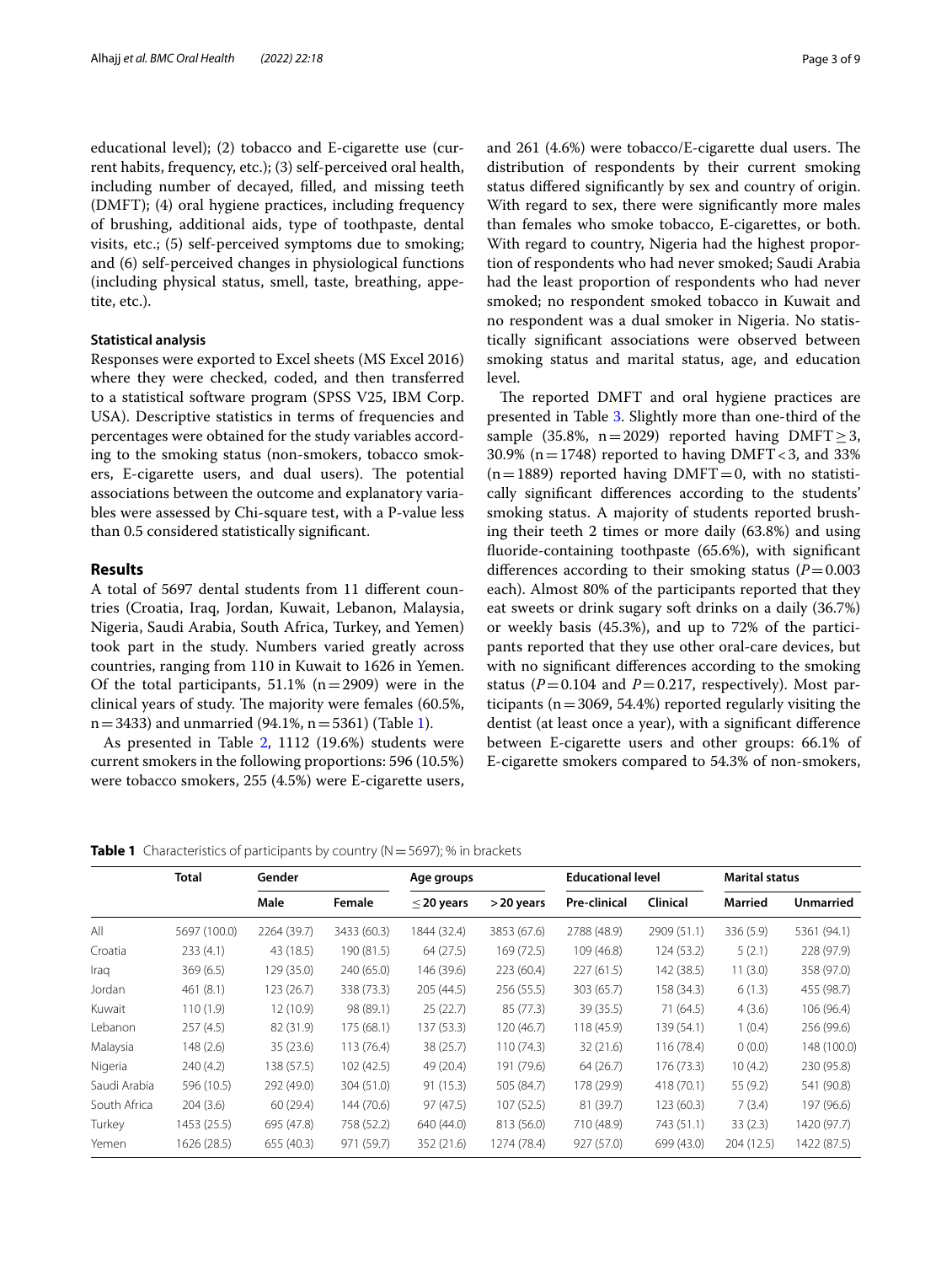educational level); (2) tobacco and E-cigarette use (current habits, frequency, etc.); (3) self-perceived oral health, including number of decayed, filled, and missing teeth (DMFT); (4) oral hygiene practices, including frequency of brushing, additional aids, type of toothpaste, dental visits, etc.; (5) self-perceived symptoms due to smoking; and (6) self-perceived changes in physiological functions (including physical status, smell, taste, breathing, appetite, etc.).

### Statistical analysis

Responses were exported to Excel sheets (MS Excel 2016) where they were checked, coded, and then transferred to a statistical software program (SPSS V25, IBM Corp. USA). Descriptive statistics in terms of frequencies and percentages were obtained for the study variables according to the smoking status (non-smokers, tobacco smokers, E-cigarette users, and dual users). The potential associations between the outcome and explanatory variables were assessed by Chi-square test, with a P-value less than 0.5 considered statistically significant.

## Results

A total of 5697 dental students from 11 different countries (Croatia, Iraq, Jordan, Kuwait, Lebanon, Malaysia, Nigeria, Saudi Arabia, South Africa, Turkey, and Yemen) took part in the study. Numbers varied greatly across countries, ranging from 110 in Kuwait to 1626 in Yemen. Of the total participants, 51.1% (n = 2909) were in the clinical years of study. The majority were females (60.5%, n = 3433) and unmarried (94.1%, n = 5361) (Table 1).

As presented in Table 2, 1112 (19.6%) students were current smokers in the following proportions: 596 (10.5%) were tobacco smokers, 255 (4.5%) were E-cigarette users, and 261 (4.6%) were tobacco/E-cigarette dual users. The distribution of respondents by their current smoking status differed significantly by sex and country of origin. With regard to sex, there were significantly more males than females who smoke tobacco, E-cigarettes, or both. With regard to country, Nigeria had the highest proportion of respondents who had never smoked; Saudi Arabia had the least proportion of respondents who had never smoked; no respondent smoked tobacco in Kuwait and no respondent was a dual smoker in Nigeria. No statistically significant associations were observed between smoking status and marital status, age, and education level.

The reported DMFT and oral hygiene practices are presented in Table 3. Slightly more than one-third of the sample (35.8%, n = 2029) reported having DMFT ≥ 3, 30.9% (n = 1748) reported to having DMFT < 3, and 33% (n = 1889) reported having DMFT = 0, with no statistically significant differences according to the students' smoking status. A majority of students reported brushing their teeth 2 times or more daily (63.8%) and using fluoride-containing toothpaste (65.6%), with significant differences according to their smoking status ($P = 0.003$ each). Almost 80% of the participants reported that they eat sweets or drink sugary soft drinks on a daily (36.7%) or weekly basis (45.3%), and up to 72% of the participants reported that they use other oral-care devices, but with no significant differences according to the smoking status ($P = 0.104$ and $P = 0.217$, respectively). Most participants (n = 3069, 54.4%) reported regularly visiting the dentist (at least once a year), with a significant difference between E-cigarette users and other groups: 66.1% of E-cigarette smokers compared to 54.3% of non-smokers,

**Table 1** Characteristics of participants by country (N = 5697); % in brackets

| | Total | Gender | | Age groups | | Educational level | | Marital status | |
|---|---|---|---|---|---|---|---|---|---|
| | | Male | Female | ≤ 20 years | > 20 years | Pre-clinical | Clinical | Married | Unmarried |
| All | 5697 (100.0) | 2264 (39.7) | 3433 (60.3) | 1844 (32.4) | 3853 (67.6) | 2788 (48.9) | 2909 (51.1) | 336 (5.9) | 5361 (94.1) |
| Croatia | 233 (4.1) | 43 (18.5) | 190 (81.5) | 64 (27.5) | 169 (72.5) | 109 (46.8) | 124 (53.2) | 5 (2.1) | 228 (97.9) |
| Iraq | 369 (6.5) | 129 (35.0) | 240 (65.0) | 146 (39.6) | 223 (60.4) | 227 (61.5) | 142 (38.5) | 11 (3.0) | 358 (97.0) |
| Jordan | 461 (8.1) | 123 (26.7) | 338 (73.3) | 205 (44.5) | 256 (55.5) | 303 (65.7) | 158 (34.3) | 6 (1.3) | 455 (98.7) |
| Kuwait | 110 (1.9) | 12 (10.9) | 98 (89.1) | 25 (22.7) | 85 (77.3) | 39 (35.5) | 71 (64.5) | 4 (3.6) | 106 (96.4) |
| Lebanon | 257 (4.5) | 82 (31.9) | 175 (68.1) | 137 (53.3) | 120 (46.7) | 118 (45.9) | 139 (54.1) | 1 (0.4) | 256 (99.6) |
| Malaysia | 148 (2.6) | 35 (23.6) | 113 (76.4) | 38 (25.7) | 110 (74.3) | 32 (21.6) | 116 (78.4) | 0 (0.0) | 148 (100.0) |
| Nigeria | 240 (4.2) | 138 (57.5) | 102 (42.5) | 49 (20.4) | 191 (79.6) | 64 (26.7) | 176 (73.3) | 10 (4.2) | 230 (95.8) |
| Saudi Arabia | 596 (10.5) | 292 (49.0) | 304 (51.0) | 91 (15.3) | 505 (84.7) | 178 (29.9) | 418 (70.1) | 55 (9.2) | 541 (90.8) |
| South Africa | 204 (3.6) | 60 (29.4) | 144 (70.6) | 97 (47.5) | 107 (52.5) | 81 (39.7) | 123 (60.3) | 7 (3.4) | 197 (96.6) |
| Turkey | 1453 (25.5) | 695 (47.8) | 758 (52.2) | 640 (44.0) | 813 (56.0) | 710 (48.9) | 743 (51.1) | 33 (2.3) | 1420 (97.7) |
| Yemen | 1626 (28.5) | 655 (40.3) | 971 (59.7) | 352 (21.6) | 1274 (78.4) | 927 (57.0) | 699 (43.0) | 204 (12.5) | 1422 (87.5) |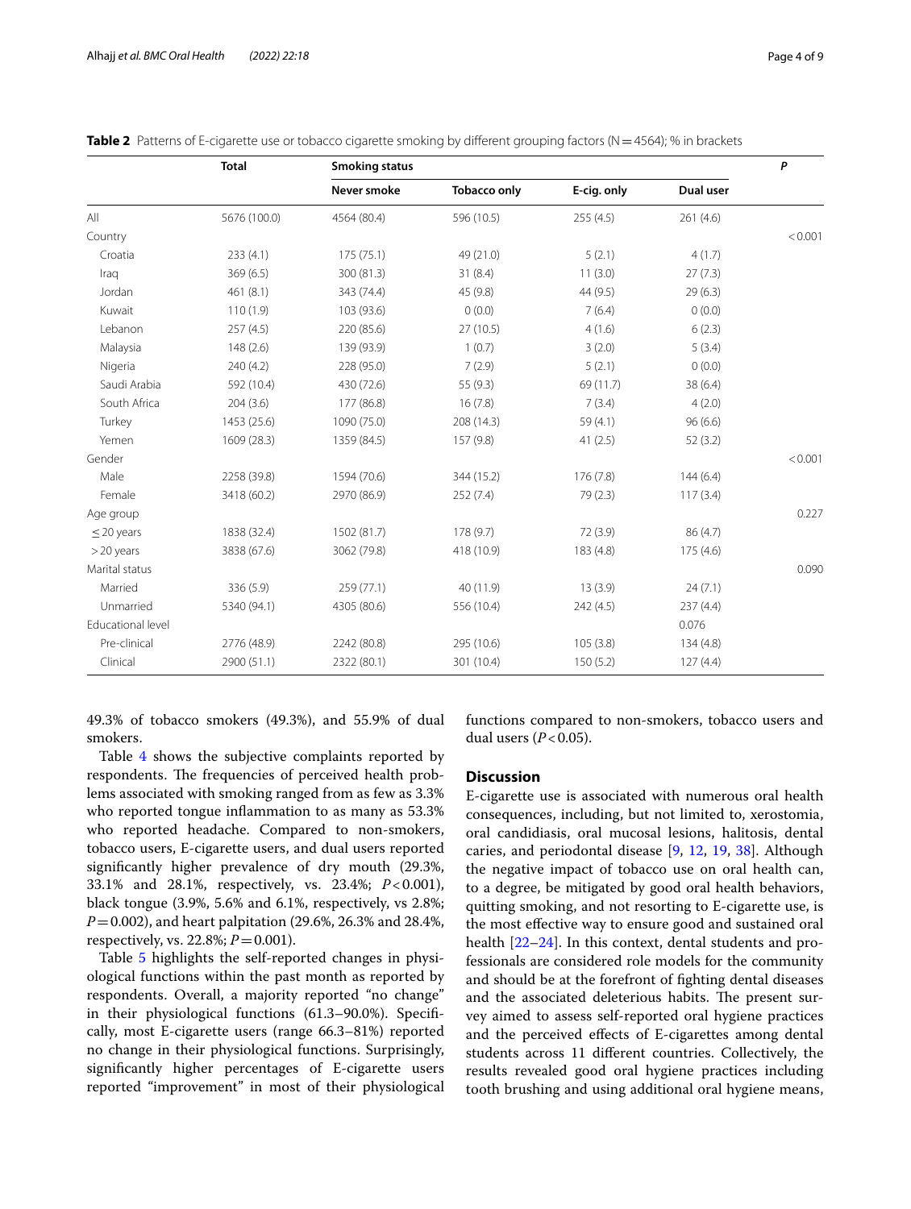**Table 2** Patterns of E-cigarette use or tobacco cigarette smoking by different grouping factors (N = 4564); % in brackets

| | Total | Smoking status | | | | *P* |
|---|---|---|---|---|---|---|
| | | Never smoke | Tobacco only | E-cig. only | Dual user | |
| All | 5676 (100.0) | 4564 (80.4) | 596 (10.5) | 255 (4.5) | 261 (4.6) | |
| Country | | | | | | < 0.001 |
| Croatia | 233 (4.1) | 175 (75.1) | 49 (21.0) | 5 (2.1) | 4 (1.7) | |
| Iraq | 369 (6.5) | 300 (81.3) | 31 (8.4) | 11 (3.0) | 27 (7.3) | |
| Jordan | 461 (8.1) | 343 (74.4) | 45 (9.8) | 44 (9.5) | 29 (6.3) | |
| Kuwait | 110 (1.9) | 103 (93.6) | 0 (0.0) | 7 (6.4) | 0 (0.0) | |
| Lebanon | 257 (4.5) | 220 (85.6) | 27 (10.5) | 4 (1.6) | 6 (2.3) | |
| Malaysia | 148 (2.6) | 139 (93.9) | 1 (0.7) | 3 (2.0) | 5 (3.4) | |
| Nigeria | 240 (4.2) | 228 (95.0) | 7 (2.9) | 5 (2.1) | 0 (0.0) | |
| Saudi Arabia | 592 (10.4) | 430 (72.6) | 55 (9.3) | 69 (11.7) | 38 (6.4) | |
| South Africa | 204 (3.6) | 177 (86.8) | 16 (7.8) | 7 (3.4) | 4 (2.0) | |
| Turkey | 1453 (25.6) | 1090 (75.0) | 208 (14.3) | 59 (4.1) | 96 (6.6) | |
| Yemen | 1609 (28.3) | 1359 (84.5) | 157 (9.8) | 41 (2.5) | 52 (3.2) | |
| Gender | | | | | | < 0.001 |
| Male | 2258 (39.8) | 1594 (70.6) | 344 (15.2) | 176 (7.8) | 144 (6.4) | |
| Female | 3418 (60.2) | 2970 (86.9) | 252 (7.4) | 79 (2.3) | 117 (3.4) | |
| Age group | | | | | | 0.227 |
| ≤ 20 years | 1838 (32.4) | 1502 (81.7) | 178 (9.7) | 72 (3.9) | 86 (4.7) | |
| > 20 years | 3838 (67.6) | 3062 (79.8) | 418 (10.9) | 183 (4.8) | 175 (4.6) | |
| Marital status | | | | | | 0.090 |
| Married | 336 (5.9) | 259 (77.1) | 40 (11.9) | 13 (3.9) | 24 (7.1) | |
| Unmarried | 5340 (94.1) | 4305 (80.6) | 556 (10.4) | 242 (4.5) | 237 (4.4) | |
| Educational level | | | | | 0.076 | |
| Pre-clinical | 2776 (48.9) | 2242 (80.8) | 295 (10.6) | 105 (3.8) | 134 (4.8) | |
| Clinical | 2900 (51.1) | 2322 (80.1) | 301 (10.4) | 150 (5.2) | 127 (4.4) | |

49.3% of tobacco smokers (49.3%), and 55.9% of dual smokers.

Table 4 shows the subjective complaints reported by respondents. The frequencies of perceived health problems associated with smoking ranged from as few as 3.3% who reported tongue inflammation to as many as 53.3% who reported headache. Compared to non-smokers, tobacco users, E-cigarette users, and dual users reported significantly higher prevalence of dry mouth (29.3%, 33.1% and 28.1%, respectively, vs. 23.4%; $P < 0.001$), black tongue (3.9%, 5.6% and 6.1%, respectively, vs 2.8%; $P = 0.002$), and heart palpitation (29.6%, 26.3% and 28.4%, respectively, vs. 22.8%; $P = 0.001$).

Table 5 highlights the self-reported changes in physiological functions within the past month as reported by respondents. Overall, a majority reported "no change" in their physiological functions (61.3–90.0%). Specifically, most E-cigarette users (range 66.3–81%) reported no change in their physiological functions. Surprisingly, significantly higher percentages of E-cigarette users reported "improvement" in most of their physiological functions compared to non-smokers, tobacco users and dual users ($P < 0.05$).

## Discussion

E-cigarette use is associated with numerous oral health consequences, including, but not limited to, xerostomia, oral candidiasis, oral mucosal lesions, halitosis, dental caries, and periodontal disease [9, 12, 19, 38]. Although the negative impact of tobacco use on oral health can, to a degree, be mitigated by good oral health behaviors, quitting smoking, and not resorting to E-cigarette use, is the most effective way to ensure good and sustained oral health [22–24]. In this context, dental students and professionals are considered role models for the community and should be at the forefront of fighting dental diseases and the associated deleterious habits. The present survey aimed to assess self-reported oral hygiene practices and the perceived effects of E-cigarettes among dental students across 11 different countries. Collectively, the results revealed good oral hygiene practices including tooth brushing and using additional oral hygiene means,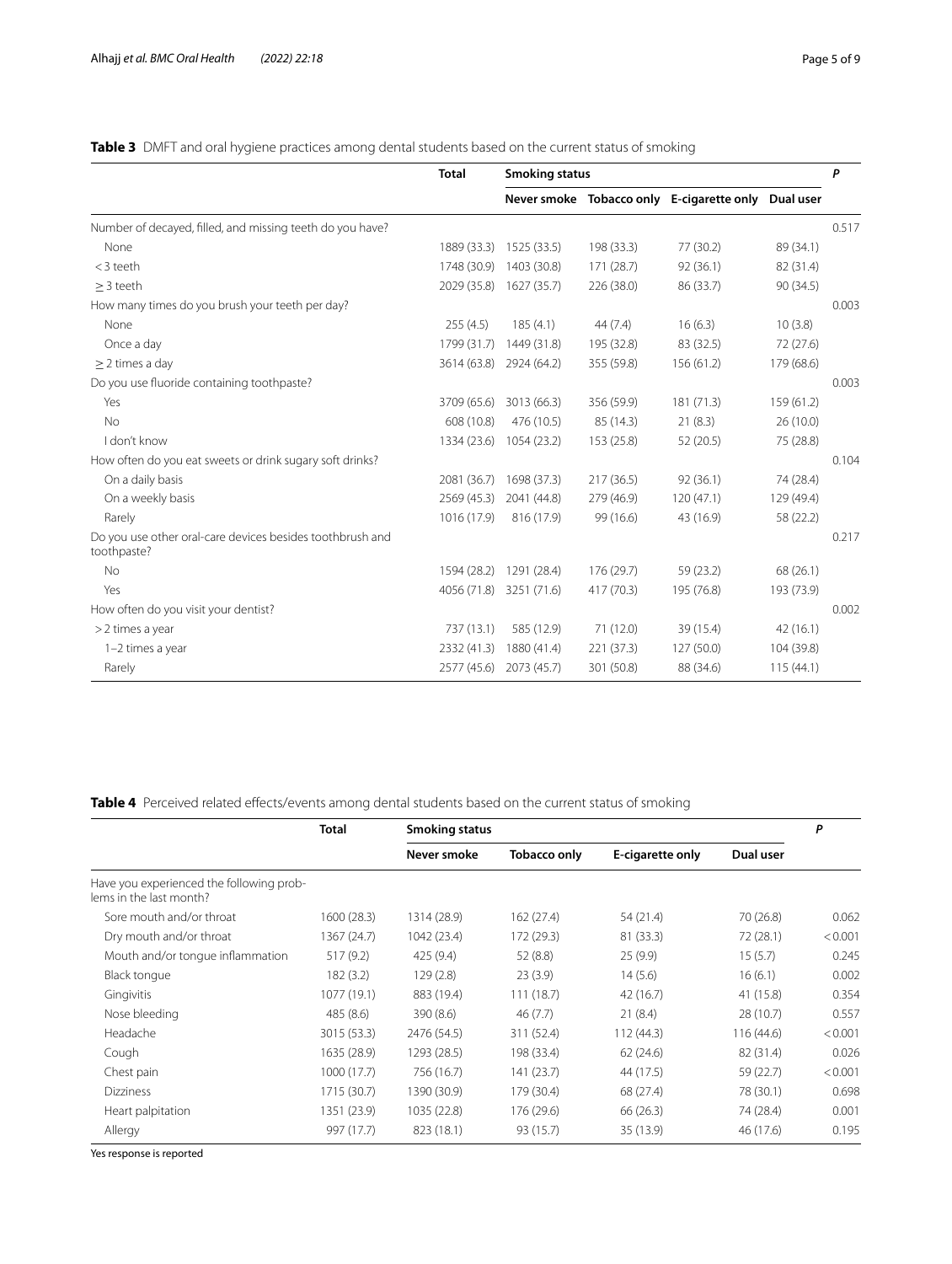**Table 3** DMFT and oral hygiene practices among dental students based on the current status of smoking

| | Total | Smoking status | | | | P |
|---|---|---|---|---|---|---|
| | | Never smoke | Tobacco only | E-cigarette only | Dual user | |
| Number of decayed, filled, and missing teeth do you have? | | | | | | 0.517 |
| None | 1889 (33.3) | 1525 (33.5) | 198 (33.3) | 77 (30.2) | 89 (34.1) | |
| < 3 teeth | 1748 (30.9) | 1403 (30.8) | 171 (28.7) | 92 (36.1) | 82 (31.4) | |
| ≥ 3 teeth | 2029 (35.8) | 1627 (35.7) | 226 (38.0) | 86 (33.7) | 90 (34.5) | |
| How many times do you brush your teeth per day? | | | | | | 0.003 |
| None | 255 (4.5) | 185 (4.1) | 44 (7.4) | 16 (6.3) | 10 (3.8) | |
| Once a day | 1799 (31.7) | 1449 (31.8) | 195 (32.8) | 83 (32.5) | 72 (27.6) | |
| ≥ 2 times a day | 3614 (63.8) | 2924 (64.2) | 355 (59.8) | 156 (61.2) | 179 (68.6) | |
| Do you use fluoride containing toothpaste? | | | | | | 0.003 |
| Yes | 3709 (65.6) | 3013 (66.3) | 356 (59.9) | 181 (71.3) | 159 (61.2) | |
| No | 608 (10.8) | 476 (10.5) | 85 (14.3) | 21 (8.3) | 26 (10.0) | |
| I don't know | 1334 (23.6) | 1054 (23.2) | 153 (25.8) | 52 (20.5) | 75 (28.8) | |
| How often do you eat sweets or drink sugary soft drinks? | | | | | | 0.104 |
| On a daily basis | 2081 (36.7) | 1698 (37.3) | 217 (36.5) | 92 (36.1) | 74 (28.4) | |
| On a weekly basis | 2569 (45.3) | 2041 (44.8) | 279 (46.9) | 120 (47.1) | 129 (49.4) | |
| Rarely | 1016 (17.9) | 816 (17.9) | 99 (16.6) | 43 (16.9) | 58 (22.2) | |
| Do you use other oral-care devices besides toothbrush and toothpaste? | | | | | | 0.217 |
| No | 1594 (28.2) | 1291 (28.4) | 176 (29.7) | 59 (23.2) | 68 (26.1) | |
| Yes | 4056 (71.8) | 3251 (71.6) | 417 (70.3) | 195 (76.8) | 193 (73.9) | |
| How often do you visit your dentist? | | | | | | 0.002 |
| > 2 times a year | 737 (13.1) | 585 (12.9) | 71 (12.0) | 39 (15.4) | 42 (16.1) | |
| 1–2 times a year | 2332 (41.3) | 1880 (41.4) | 221 (37.3) | 127 (50.0) | 104 (39.8) | |
| Rarely | 2577 (45.6) | 2073 (45.7) | 301 (50.8) | 88 (34.6) | 115 (44.1) | |

**Table 4** Perceived related effects/events among dental students based on the current status of smoking

| | Total | Smoking status | | | | P |
|---|---|---|---|---|---|---|
| | | Never smoke | Tobacco only | E-cigarette only | Dual user | |
| Have you experienced the following problems in the last month? | | | | | | |
| Sore mouth and/or throat | 1600 (28.3) | 1314 (28.9) | 162 (27.4) | 54 (21.4) | 70 (26.8) | 0.062 |
| Dry mouth and/or throat | 1367 (24.7) | 1042 (23.4) | 172 (29.3) | 81 (33.3) | 72 (28.1) | < 0.001 |
| Mouth and/or tongue inflammation | 517 (9.2) | 425 (9.4) | 52 (8.8) | 25 (9.9) | 15 (5.7) | 0.245 |
| Black tongue | 182 (3.2) | 129 (2.8) | 23 (3.9) | 14 (5.6) | 16 (6.1) | 0.002 |
| Gingivitis | 1077 (19.1) | 883 (19.4) | 111 (18.7) | 42 (16.7) | 41 (15.8) | 0.354 |
| Nose bleeding | 485 (8.6) | 390 (8.6) | 46 (7.7) | 21 (8.4) | 28 (10.7) | 0.557 |
| Headache | 3015 (53.3) | 2476 (54.5) | 311 (52.4) | 112 (44.3) | 116 (44.6) | < 0.001 |
| Cough | 1635 (28.9) | 1293 (28.5) | 198 (33.4) | 62 (24.6) | 82 (31.4) | 0.026 |
| Chest pain | 1000 (17.7) | 756 (16.7) | 141 (23.7) | 44 (17.5) | 59 (22.7) | < 0.001 |
| Dizziness | 1715 (30.7) | 1390 (30.9) | 179 (30.4) | 68 (27.4) | 78 (30.1) | 0.698 |
| Heart palpitation | 1351 (23.9) | 1035 (22.8) | 176 (29.6) | 66 (26.3) | 74 (28.4) | 0.001 |
| Allergy | 997 (17.7) | 823 (18.1) | 93 (15.7) | 35 (13.9) | 46 (17.6) | 0.195 |

Yes response is reported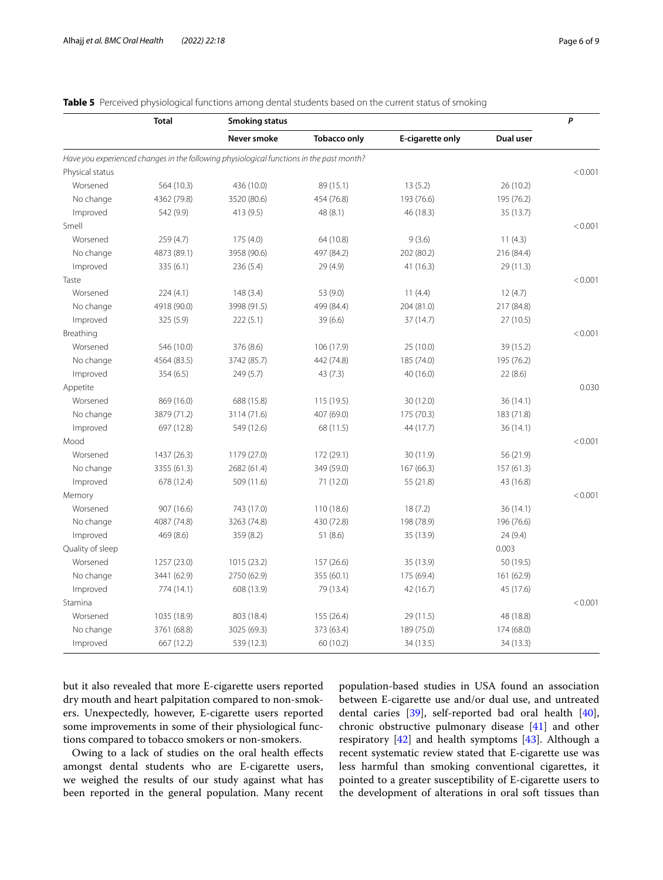**Table 5** Perceived physiological functions among dental students based on the current status of smoking

| | Total | Smoking status | | | | *P* |
|---|---|---|---|---|---|---|
| | | Never smoke | Tobacco only | E-cigarette only | Dual user | |
| *Have you experienced changes in the following physiological functions in the past month?* | | | | | | |
| Physical status | | | | | | < 0.001 |
| Worsened | 564 (10.3) | 436 (10.0) | 89 (15.1) | 13 (5.2) | 26 (10.2) | |
| No change | 4362 (79.8) | 3520 (80.6) | 454 (76.8) | 193 (76.6) | 195 (76.2) | |
| Improved | 542 (9.9) | 413 (9.5) | 48 (8.1) | 46 (18.3) | 35 (13.7) | |
| Smell | | | | | | < 0.001 |
| Worsened | 259 (4.7) | 175 (4.0) | 64 (10.8) | 9 (3.6) | 11 (4.3) | |
| No change | 4873 (89.1) | 3958 (90.6) | 497 (84.2) | 202 (80.2) | 216 (84.4) | |
| Improved | 335 (6.1) | 236 (5.4) | 29 (4.9) | 41 (16.3) | 29 (11.3) | |
| Taste | | | | | | < 0.001 |
| Worsened | 224 (4.1) | 148 (3.4) | 53 (9.0) | 11 (4.4) | 12 (4.7) | |
| No change | 4918 (90.0) | 3998 (91.5) | 499 (84.4) | 204 (81.0) | 217 (84.8) | |
| Improved | 325 (5.9) | 222 (5.1) | 39 (6.6) | 37 (14.7) | 27 (10.5) | |
| Breathing | | | | | | < 0.001 |
| Worsened | 546 (10.0) | 376 (8.6) | 106 (17.9) | 25 (10.0) | 39 (15.2) | |
| No change | 4564 (83.5) | 3742 (85.7) | 442 (74.8) | 185 (74.0) | 195 (76.2) | |
| Improved | 354 (6.5) | 249 (5.7) | 43 (7.3) | 40 (16.0) | 22 (8.6) | |
| Appetite | | | | | | 0.030 |
| Worsened | 869 (16.0) | 688 (15.8) | 115 (19.5) | 30 (12.0) | 36 (14.1) | |
| No change | 3879 (71.2) | 3114 (71.6) | 407 (69.0) | 175 (70.3) | 183 (71.8) | |
| Improved | 697 (12.8) | 549 (12.6) | 68 (11.5) | 44 (17.7) | 36 (14.1) | |
| Mood | | | | | | < 0.001 |
| Worsened | 1437 (26.3) | 1179 (27.0) | 172 (29.1) | 30 (11.9) | 56 (21.9) | |
| No change | 3355 (61.3) | 2682 (61.4) | 349 (59.0) | 167 (66.3) | 157 (61.3) | |
| Improved | 678 (12.4) | 509 (11.6) | 71 (12.0) | 55 (21.8) | 43 (16.8) | |
| Memory | | | | | | < 0.001 |
| Worsened | 907 (16.6) | 743 (17.0) | 110 (18.6) | 18 (7.2) | 36 (14.1) | |
| No change | 4087 (74.8) | 3263 (74.8) | 430 (72.8) | 198 (78.9) | 196 (76.6) | |
| Improved | 469 (8.6) | 359 (8.2) | 51 (8.6) | 35 (13.9) | 24 (9.4) | |
| Quality of sleep | | | | | 0.003 | |
| Worsened | 1257 (23.0) | 1015 (23.2) | 157 (26.6) | 35 (13.9) | 50 (19.5) | |
| No change | 3441 (62.9) | 2750 (62.9) | 355 (60.1) | 175 (69.4) | 161 (62.9) | |
| Improved | 774 (14.1) | 608 (13.9) | 79 (13.4) | 42 (16.7) | 45 (17.6) | |
| Stamina | | | | | | < 0.001 |
| Worsened | 1035 (18.9) | 803 (18.4) | 155 (26.4) | 29 (11.5) | 48 (18.8) | |
| No change | 3761 (68.8) | 3025 (69.3) | 373 (63.4) | 189 (75.0) | 174 (68.0) | |
| Improved | 667 (12.2) | 539 (12.3) | 60 (10.2) | 34 (13.5) | 34 (13.3) | |

but it also revealed that more E-cigarette users reported dry mouth and heart palpitation compared to non-smokers. Unexpectedly, however, E-cigarette users reported some improvements in some of their physiological functions compared to tobacco smokers or non-smokers.

Owing to a lack of studies on the oral health effects amongst dental students who are E-cigarette users, we weighed the results of our study against what has been reported in the general population. Many recent population-based studies in USA found an association between E-cigarette use and/or dual use, and untreated dental caries [39], self-reported bad oral health [40], chronic obstructive pulmonary disease [41] and other respiratory [42] and health symptoms [43]. Although a recent systematic review stated that E-cigarette use was less harmful than smoking conventional cigarettes, it pointed to a greater susceptibility of E-cigarette users to the development of alterations in oral soft tissues than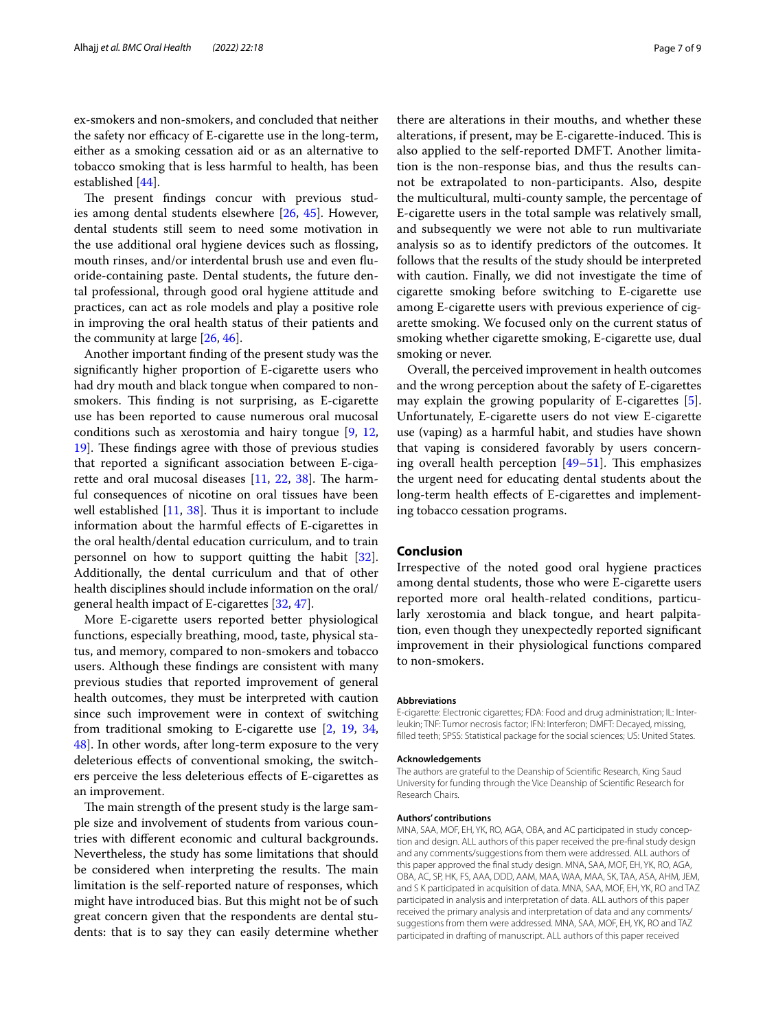ex-smokers and non-smokers, and concluded that neither the safety nor efficacy of E-cigarette use in the long-term, either as a smoking cessation aid or as an alternative to tobacco smoking that is less harmful to health, has been established [44].

The present findings concur with previous studies among dental students elsewhere [26, 45]. However, dental students still seem to need some motivation in the use additional oral hygiene devices such as flossing, mouth rinses, and/or interdental brush use and even fluoride-containing paste. Dental students, the future dental professional, through good oral hygiene attitude and practices, can act as role models and play a positive role in improving the oral health status of their patients and the community at large [26, 46].

Another important finding of the present study was the significantly higher proportion of E-cigarette users who had dry mouth and black tongue when compared to non-smokers. This finding is not surprising, as E-cigarette use has been reported to cause numerous oral mucosal conditions such as xerostomia and hairy tongue [9, 12, 19]. These findings agree with those of previous studies that reported a significant association between E-cigarette and oral mucosal diseases [11, 22, 38]. The harmful consequences of nicotine on oral tissues have been well established [11, 38]. Thus it is important to include information about the harmful effects of E-cigarettes in the oral health/dental education curriculum, and to train personnel on how to support quitting the habit [32]. Additionally, the dental curriculum and that of other health disciplines should include information on the oral/general health impact of E-cigarettes [32, 47].

More E-cigarette users reported better physiological functions, especially breathing, mood, taste, physical status, and memory, compared to non-smokers and tobacco users. Although these findings are consistent with many previous studies that reported improvement of general health outcomes, they must be interpreted with caution since such improvement were in context of switching from traditional smoking to E-cigarette use [2, 19, 34, 48]. In other words, after long-term exposure to the very deleterious effects of conventional smoking, the switchers perceive the less deleterious effects of E-cigarettes as an improvement.

The main strength of the present study is the large sample size and involvement of students from various countries with different economic and cultural backgrounds. Nevertheless, the study has some limitations that should be considered when interpreting the results. The main limitation is the self-reported nature of responses, which might have introduced bias. But this might not be of such great concern given that the respondents are dental students: that is to say they can easily determine whether there are alterations in their mouths, and whether these alterations, if present, may be E-cigarette-induced. This is also applied to the self-reported DMFT. Another limitation is the non-response bias, and thus the results cannot be extrapolated to non-participants. Also, despite the multicultural, multi-county sample, the percentage of E-cigarette users in the total sample was relatively small, and subsequently we were not able to run multivariate analysis so as to identify predictors of the outcomes. It follows that the results of the study should be interpreted with caution. Finally, we did not investigate the time of cigarette smoking before switching to E-cigarette use among E-cigarette users with previous experience of cigarette smoking. We focused only on the current status of smoking whether cigarette smoking, E-cigarette use, dual smoking or never.

Overall, the perceived improvement in health outcomes and the wrong perception about the safety of E-cigarettes may explain the growing popularity of E-cigarettes [5]. Unfortunately, E-cigarette users do not view E-cigarette use (vaping) as a harmful habit, and studies have shown that vaping is considered favorably by users concerning overall health perception [49–51]. This emphasizes the urgent need for educating dental students about the long-term health effects of E-cigarettes and implementing tobacco cessation programs.

## Conclusion

Irrespective of the noted good oral hygiene practices among dental students, those who were E-cigarette users reported more oral health-related conditions, particularly xerostomia and black tongue, and heart palpitation, even though they unexpectedly reported significant improvement in their physiological functions compared to non-smokers.

#### Abbreviations

E-cigarette: Electronic cigarettes; FDA: Food and drug administration; IL: Interleukin; TNF: Tumor necrosis factor; IFN: Interferon; DMFT: Decayed, missing, filled teeth; SPSS: Statistical package for the social sciences; US: United States.

#### Acknowledgements

The authors are grateful to the Deanship of Scientific Research, King Saud University for funding through the Vice Deanship of Scientific Research for Research Chairs.

#### Authors' contributions

MNA, SAA, MOF, EH, YK, RO, AGA, OBA, and AC participated in study conception and design. ALL authors of this paper received the pre-final study design and any comments/suggestions from them were addressed. ALL authors of this paper approved the final study design. MNA, SAA, MOF, EH, YK, RO, AGA, OBA, AC, SP, HK, FS, AAA, DDD, AAM, MAA, WAA, MAA, SK, TAA, ASA, AHM, JEM, and S K participated in acquisition of data. MNA, SAA, MOF, EH, YK, RO and TAZ participated in analysis and interpretation of data. ALL authors of this paper received the primary analysis and interpretation of data and any comments/suggestions from them were addressed. MNA, SAA, MOF, EH, YK, RO and TAZ participated in drafting of manuscript. ALL authors of this paper received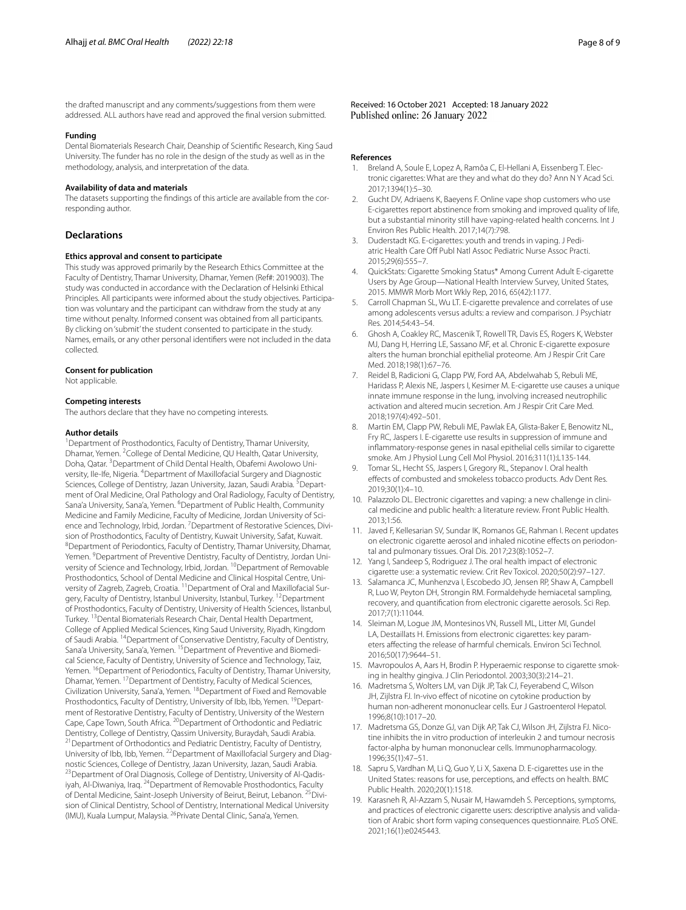the drafted manuscript and any comments/suggestions from them were addressed. ALL authors have read and approved the final version submitted.

#### Funding
Dental Biomaterials Research Chair, Deanship of Scientific Research, King Saud University. The funder has no role in the design of the study as well as in the methodology, analysis, and interpretation of the data.

#### Availability of data and materials
The datasets supporting the findings of this article are available from the corresponding author.

## Declarations

#### Ethics approval and consent to participate
This study was approved primarily by the Research Ethics Committee at the Faculty of Dentistry, Thamar University, Dhamar, Yemen (Ref#: 2019003). The study was conducted in accordance with the Declaration of Helsinki Ethical Principles. All participants were informed about the study objectives. Participation was voluntary and the participant can withdraw from the study at any time without penalty. Informed consent was obtained from all participants. By clicking on 'submit' the student consented to participate in the study. Names, emails, or any other personal identifiers were not included in the data collected.

#### Consent for publication
Not applicable.

#### Competing interests
The authors declare that they have no competing interests.

#### Author details
[1]Department of Prosthodontics, Faculty of Dentistry, Thamar University, Dhamar, Yemen. [2]College of Dental Medicine, QU Health, Qatar University, Doha, Qatar. [3]Department of Child Dental Health, Obafemi Awolowo University, Ile-Ife, Nigeria. [4]Department of Maxillofacial Surgery and Diagnostic Sciences, College of Dentistry, Jazan University, Jazan, Saudi Arabia. [5]Department of Oral Medicine, Oral Pathology and Oral Radiology, Faculty of Dentistry, Sana'a University, Sana'a, Yemen. [6]Department of Public Health, Community Medicine and Family Medicine, Faculty of Medicine, Jordan University of Science and Technology, Irbid, Jordan. [7]Department of Restorative Sciences, Division of Prosthodontics, Faculty of Dentistry, Kuwait University, Safat, Kuwait. [8]Department of Periodontics, Faculty of Dentistry, Thamar University, Dhamar, Yemen. [9]Department of Preventive Dentistry, Faculty of Dentistry, Jordan University of Science and Technology, Irbid, Jordan. [10]Department of Removable Prosthodontics, School of Dental Medicine and Clinical Hospital Centre, University of Zagreb, Zagreb, Croatia. [11]Department of Oral and Maxillofacial Surgery, Faculty of Dentistry, Istanbul University, Istanbul, Turkey. [12]Department of Prosthodontics, Faculty of Dentistry, University of Health Sciences, İlstanbul, Turkey. [13]Dental Biomaterials Research Chair, Dental Health Department, College of Applied Medical Sciences, King Saud University, Riyadh, Kingdom of Saudi Arabia. [14]Department of Conservative Dentistry, Faculty of Dentistry, Sana'a University, Sana'a, Yemen. [15]Department of Preventive and Biomedical Science, Faculty of Dentistry, University of Science and Technology, Taiz, Yemen. [16]Department of Periodontics, Faculty of Dentistry, Thamar University, Dhamar, Yemen. [17]Department of Dentistry, Faculty of Medical Sciences, Civilization University, Sana'a, Yemen. [18]Department of Fixed and Removable Prosthodontics, Faculty of Dentistry, University of Ibb, Ibb, Yemen. [19]Department of Restorative Dentistry, Faculty of Dentistry, University of the Western Cape, Cape Town, South Africa. [20]Department of Orthodontic and Pediatric Dentistry, College of Dentistry, Qassim University, Buraydah, Saudi Arabia. [21]Department of Orthodontics and Pediatric Dentistry, Faculty of Dentistry, University of Ibb, Ibb, Yemen. [22]Department of Maxillofacial Surgery and Diagnostic Sciences, College of Dentistry, Jazan University, Jazan, Saudi Arabia. [23]Department of Oral Diagnosis, College of Dentistry, University of Al-Qadisiyah, Al-Diwaniya, Iraq. [24]Department of Removable Prosthodontics, Faculty of Dental Medicine, Saint-Joseph University of Beirut, Beirut, Lebanon. [25]Division of Clinical Dentistry, School of Dentistry, International Medical University (IMU), Kuala Lumpur, Malaysia. [26]Private Dental Clinic, Sana'a, Yemen.

Received: 16 October 2021 Accepted: 18 January 2022
Published online: 26 January 2022

#### References

1. Breland A, Soule E, Lopez A, Ramôa C, El-Hellani A, Eissenberg T. Electronic cigarettes: What are they and what do they do? Ann N Y Acad Sci. 2017;1394(1):5–30.
2. Gucht DV, Adriaens K, Baeyens F. Online vape shop customers who use E-cigarettes report abstinence from smoking and improved quality of life, but a substantial minority still have vaping-related health concerns. Int J Environ Res Public Health. 2017;14(7):798.
3. Duderstadt KG. E-cigarettes: youth and trends in vaping. J Pediatric Health Care Off Publ Natl Assoc Pediatric Nurse Assoc Practi. 2015;29(6):555–7.
4. QuickStats: Cigarette Smoking Status* Among Current Adult E-cigarette Users by Age Group—National Health Interview Survey, United States, 2015. MMWR Morb Mort Wkly Rep, 2016, 65(42):1177.
5. Carroll Chapman SL, Wu LT. E-cigarette prevalence and correlates of use among adolescents versus adults: a review and comparison. J Psychiatr Res. 2014;54:43–54.
6. Ghosh A, Coakley RC, Mascenik T, Rowell TR, Davis ES, Rogers K, Webster MJ, Dang H, Herring LE, Sassano MF, et al. Chronic E-cigarette exposure alters the human bronchial epithelial proteome. Am J Respir Crit Care Med. 2018;198(1):67–76.
7. Reidel B, Radicioni G, Clapp PW, Ford AA, Abdelwahab S, Rebuli ME, Haridass P, Alexis NE, Jaspers I, Kesimer M. E-cigarette use causes a unique innate immune response in the lung, involving increased neutrophilic activation and altered mucin secretion. Am J Respir Crit Care Med. 2018;197(4):492–501.
8. Martin EM, Clapp PW, Rebuli ME, Pawlak EA, Glista-Baker E, Benowitz NL, Fry RC, Jaspers I. E-cigarette use results in suppression of immune and inflammatory-response genes in nasal epithelial cells similar to cigarette smoke. Am J Physiol Lung Cell Mol Physiol. 2016;311(1):L135-144.
9. Tomar SL, Hecht SS, Jaspers I, Gregory RL, Stepanov I. Oral health effects of combusted and smokeless tobacco products. Adv Dent Res. 2019;30(1):4–10.
10. Palazzolo DL. Electronic cigarettes and vaping: a new challenge in clinical medicine and public health: a literature review. Front Public Health. 2013;1:56.
11. Javed F, Kellesarian SV, Sundar IK, Romanos GE, Rahman I. Recent updates on electronic cigarette aerosol and inhaled nicotine effects on periodontal and pulmonary tissues. Oral Dis. 2017;23(8):1052–7.
12. Yang I, Sandeep S, Rodriguez J. The oral health impact of electronic cigarette use: a systematic review. Crit Rev Toxicol. 2020;50(2):97–127.
13. Salamanca JC, Munhenzva I, Escobedo JO, Jensen RP, Shaw A, Campbell R, Luo W, Peyton DH, Strongin RM. Formaldehyde hemiacetal sampling, recovery, and quantification from electronic cigarette aerosols. Sci Rep. 2017;7(1):11044.
14. Sleiman M, Logue JM, Montesinos VN, Russell ML, Litter MI, Gundel LA, Destaillats H. Emissions from electronic cigarettes: key parameters affecting the release of harmful chemicals. Environ Sci Technol. 2016;50(17):9644–51.
15. Mavropoulos A, Aars H, Brodin P. Hyperaemic response to cigarette smoking in healthy gingiva. J Clin Periodontol. 2003;30(3):214–21.
16. Madretsma S, Wolters LM, van Dijk JP, Tak CJ, Feyerabend C, Wilson JH, Zijlstra FJ. In-vivo effect of nicotine on cytokine production by human non-adherent mononuclear cells. Eur J Gastroenterol Hepatol. 1996;8(10):1017–20.
17. Madretsma GS, Donze GJ, van Dijk AP, Tak CJ, Wilson JH, Zijlstra FJ. Nicotine inhibits the in vitro production of interleukin 2 and tumour necrosis factor-alpha by human mononuclear cells. Immunopharmacology. 1996;35(1):47–51.
18. Sapru S, Vardhan M, Li Q, Guo Y, Li X, Saxena D. E-cigarettes use in the United States: reasons for use, perceptions, and effects on health. BMC Public Health. 2020;20(1):1518.
19. Karasneh R, Al-Azzam S, Nusair M, Hawamdeh S. Perceptions, symptoms, and practices of electronic cigarette users: descriptive analysis and validation of Arabic short form vaping consequences questionnaire. PLoS ONE. 2021;16(1):e0245443.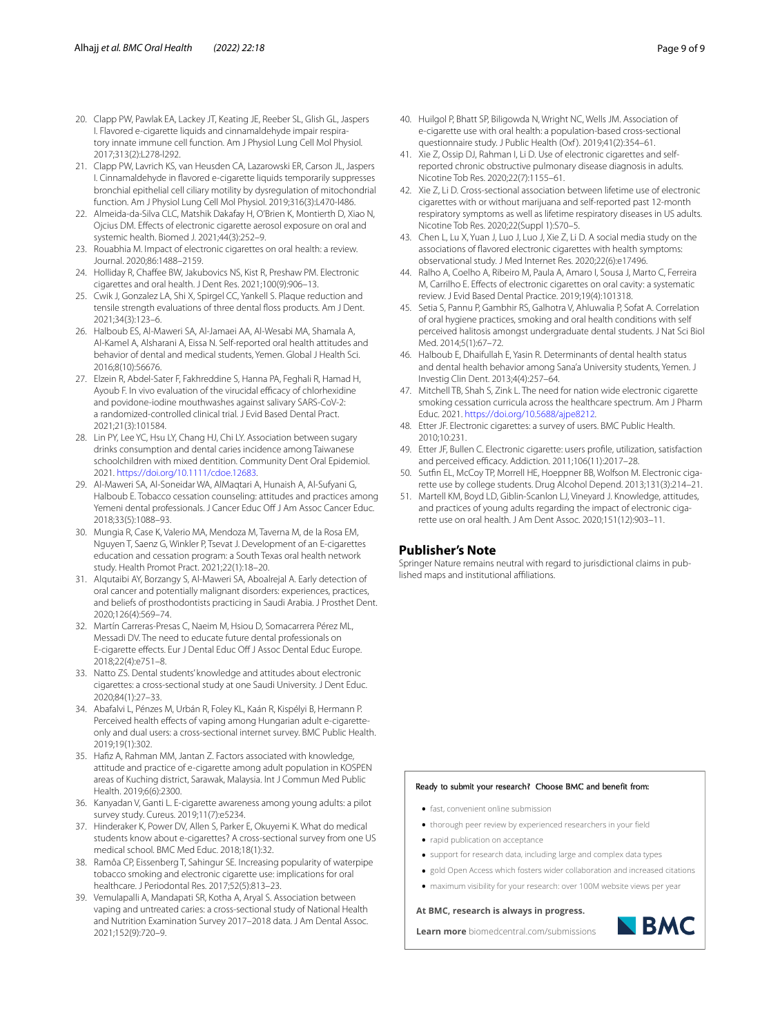20. Clapp PW, Pawlak EA, Lackey JT, Keating JE, Reeber SL, Glish GL, Jaspers I. Flavored e-cigarette liquids and cinnamaldehyde impair respiratory innate immune cell function. Am J Physiol Lung Cell Mol Physiol. 2017;313(2):L278-l292.
21. Clapp PW, Lavrich KS, van Heusden CA, Lazarowski ER, Carson JL, Jaspers I. Cinnamaldehyde in flavored e-cigarette liquids temporarily suppresses bronchial epithelial cell ciliary motility by dysregulation of mitochondrial function. Am J Physiol Lung Cell Mol Physiol. 2019;316(3):L470-l486.
22. Almeida-da-Silva CLC, Matshik Dakafay H, O'Brien K, Montierth D, Xiao N, Ojcius DM. Effects of electronic cigarette aerosol exposure on oral and systemic health. Biomed J. 2021;44(3):252–9.
23. Rouabhia M. Impact of electronic cigarettes on oral health: a review. Journal. 2020;86:1488–2159.
24. Holliday R, Chaffee BW, Jakubovics NS, Kist R, Preshaw PM. Electronic cigarettes and oral health. J Dent Res. 2021;100(9):906–13.
25. Cwik J, Gonzalez LA, Shi X, Spirgel CC, Yankell S. Plaque reduction and tensile strength evaluations of three dental floss products. Am J Dent. 2021;34(3):123–6.
26. Halboub ES, Al-Maweri SA, Al-Jamaei AA, Al-Wesabi MA, Shamala A, Al-Kamel A, Alsharani A, Eissa N. Self-reported oral health attitudes and behavior of dental and medical students, Yemen. Global J Health Sci. 2016;8(10):56676.
27. Elzein R, Abdel-Sater F, Fakhreddine S, Hanna PA, Feghali R, Hamad H, Ayoub F. In vivo evaluation of the virucidal efficacy of chlorhexidine and povidone-iodine mouthwashes against salivary SARS-CoV-2: a randomized-controlled clinical trial. J Evid Based Dental Pract. 2021;21(3):101584.
28. Lin PY, Lee YC, Hsu LY, Chang HJ, Chi LY. Association between sugary drinks consumption and dental caries incidence among Taiwanese schoolchildren with mixed dentition. Community Dent Oral Epidemiol. 2021. https://doi.org/10.1111/cdoe.12683.
29. Al-Maweri SA, Al-Soneidar WA, AlMaqtari A, Hunaish A, Al-Sufyani G, Halboub E. Tobacco cessation counseling: attitudes and practices among Yemeni dental professionals. J Cancer Educ Off J Am Assoc Cancer Educ. 2018;33(5):1088–93.
30. Mungia R, Case K, Valerio MA, Mendoza M, Taverna M, de la Rosa EM, Nguyen T, Saenz G, Winkler P, Tsevat J. Development of an E-cigarette education and cessation program: a South Texas oral health network study. Health Promot Pract. 2021;22(1):18–20.
31. Alqutaibi AY, Borzangy S, Al-Maweri SA, Aboalrejal A. Early detection of oral cancer and potentially malignant disorders: experiences, practices, and beliefs of prosthodontists practicing in Saudi Arabia. J Prosthet Dent. 2020;126(4):569–74.
32. Martín Carreras-Presas C, Naeim M, Hsiou D, Somacarrera Pérez ML, Messadi DV. The need to educate future dental professionals on E-cigarette effects. Eur J Dental Educ Off J Assoc Dental Educ Europe. 2018;22(4):e751–8.
33. Natto ZS. Dental students' knowledge and attitudes about electronic cigarettes: a cross-sectional study at one Saudi University. J Dent Educ. 2020;84(1):27–33.
34. Abafalvi L, Pénzes M, Urbán R, Foley KL, Kaán R, Kispélyi B, Hermann P. Perceived health effects of vaping among Hungarian adult e-cigarette-only and dual users: a cross-sectional internet survey. BMC Public Health. 2019;19(1):302.
35. Hafiz A, Rahman MM, Jantan Z. Factors associated with knowledge, attitude and practice of e-cigarette among adult population in KOSPEN areas of Kuching district, Sarawak, Malaysia. Int J Commun Med Public Health. 2019;6(6):2300.
36. Kanyadan V, Ganti L. E-cigarette awareness among young adults: a pilot survey study. Cureus. 2019;11(7):e5234.
37. Hinderaker K, Power DV, Allen S, Parker E, Okuyemi K. What do medical students know about e-cigarettes? A cross-sectional survey from one US medical school. BMC Med Educ. 2018;18(1):32.
38. Ramôa CP, Eissenberg T, Sahingur SE. Increasing popularity of waterpipe tobacco smoking and electronic cigarette use: implications for oral healthcare. J Periodontal Res. 2017;52(5):813–23.
39. Vemulapalli A, Mandapati SR, Kotha A, Aryal S. Association between vaping and untreated caries: a cross-sectional study of National Health and Nutrition Examination Survey 2017–2018 data. J Am Dental Assoc. 2021;152(9):720–9.
40. Huilgol P, Bhatt SP, Biligowda N, Wright NC, Wells JM. Association of e-cigarette use with oral health: a population-based cross-sectional questionnaire study. J Public Health (Oxf). 2019;41(2):354–61.
41. Xie Z, Ossip DJ, Rahman I, Li D. Use of electronic cigarettes and self-reported chronic obstructive pulmonary disease diagnosis in adults. Nicotine Tob Res. 2020;22(7):1155–61.
42. Xie Z, Li D. Cross-sectional association between lifetime use of electronic cigarettes with or without marijuana and self-reported past 12-month respiratory symptoms as well as lifetime respiratory diseases in US adults. Nicotine Tob Res. 2020;22(Suppl 1):S70–5.
43. Chen L, Lu X, Yuan J, Luo J, Luo J, Xie Z, Li D. A social media study on the associations of flavored electronic cigarettes with health symptoms: observational study. J Med Internet Res. 2020;22(6):e17496.
44. Ralho A, Coelho A, Ribeiro M, Paula A, Amaro I, Sousa J, Marto C, Ferreira M, Carrilho E. Effects of electronic cigarettes on oral cavity: a systematic review. J Evid Based Dental Practice. 2019;19(4):101318.
45. Setia S, Pannu P, Gambhir RS, Galhotra V, Ahluwalia P, Sofat A. Correlation of oral hygiene practices, smoking and oral health conditions with self perceived halitosis amongst undergraduate dental students. J Nat Sci Biol Med. 2014;5(1):67–72.
46. Halboub E, Dhaifullah E, Yasin R. Determinants of dental health status and dental health behavior among Sana'a University students, Yemen. J Investig Clin Dent. 2013;4(4):257–64.
47. Mitchell TB, Shah S, Zink L. The need for nation wide electronic cigarette smoking cessation curricula across the healthcare spectrum. Am J Pharm Educ. 2021. https://doi.org/10.5688/ajpe8212.
48. Etter JF. Electronic cigarettes: a survey of users. BMC Public Health. 2010;10:231.
49. Etter JF, Bullen C. Electronic cigarette: users profile, utilization, satisfaction and perceived efficacy. Addiction. 2011;106(11):2017–28.
50. Sutfin EL, McCoy TP, Morrell HE, Hoeppner BB, Wolfson M. Electronic cigarette use by college students. Drug Alcohol Depend. 2013;131(3):214–21.
51. Martell KM, Boyd LD, Giblin-Scanlon LJ, Vineyard J. Knowledge, attitudes, and practices of young adults regarding the impact of electronic cigarette use on oral health. J Am Dent Assoc. 2020;151(12):903–11.

## Publisher's Note

Springer Nature remains neutral with regard to jurisdictional claims in published maps and institutional affiliations.

Ready to submit your research? Choose BMC and benefit from:

- fast, convenient online submission
- thorough peer review by experienced researchers in your field
- rapid publication on acceptance
- support for research data, including large and complex data types
- gold Open Access which fosters wider collaboration and increased citations
- maximum visibility for your research: over 100M website views per year

**At BMC, research is always in progress.**

**Learn more** biomedcentral.com/submissions

BMC